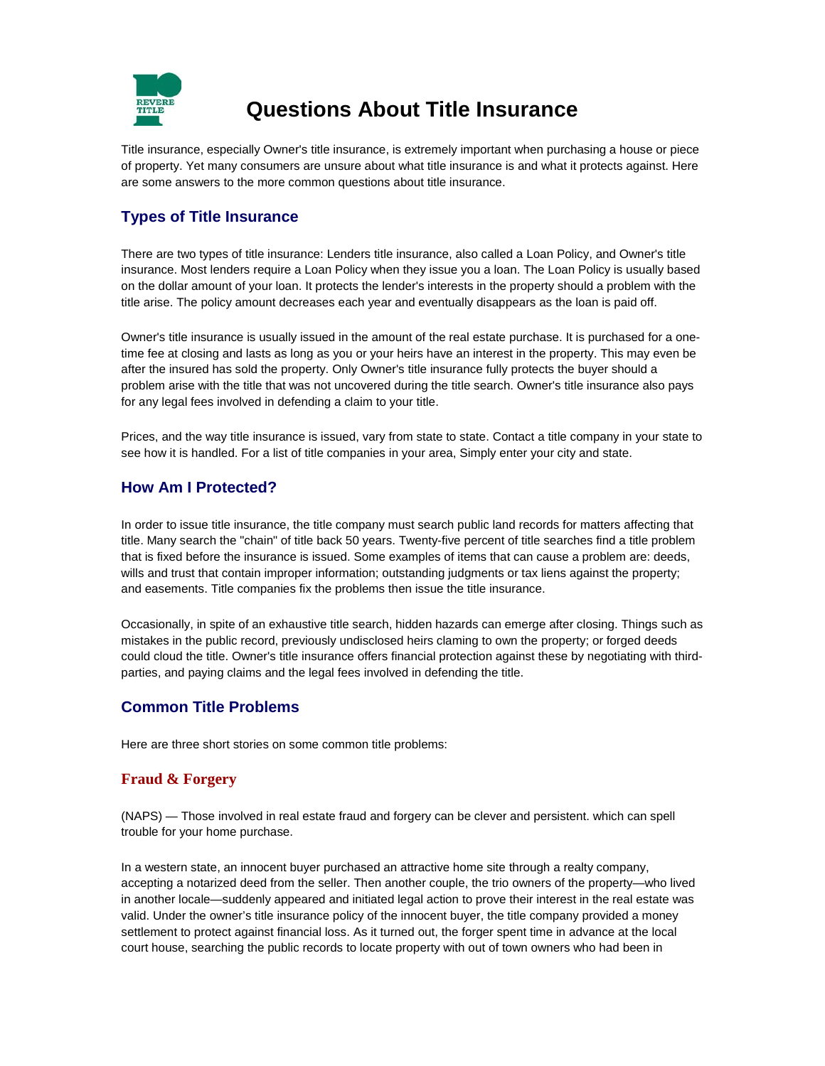# Questions About Title Insurance

Title insurance, especially Owner's title insurance, is extremely important when purchasing a house or piece of property. Yet many consumers are unsure about what title insurance is and what it protects against. Here are some answers to the more common questions about title insurance.

## Types of Title Insurance

There are two types of title insurance: Lenders title insurance, also called a Loan Policy, and Owner's title insurance. Most lenders require a Loan Policy when they issue you a loan. The Loan Policy is usually based on the dollar amount of your loan. It protects the lender's interests in the property should a problem with the title arise. The policy amount decreases each year and eventually disappears as the loan is paid off.

Owner's title insurance is usually issued in the amount of the real estate purchase. It is purchased for a one-time fee at closing and lasts as long as you or your heirs have an interest in the property. This may even be after the insured has sold the property. Only Owner's title insurance fully protects the buyer should a problem arise with the title that was not uncovered during the title search. Owner's title insurance also pays for any legal fees involved in defending a claim to your title.

Prices, and the way title insurance is issued, vary from state to state. Contact a title company in your state to see how it is handled. For a list of title companies in your area, Simply enter your city and state.

## How Am I Protected?

In order to issue title insurance, the title company must search public land records for matters affecting that title. Many search the "chain" of title back 50 years. Twenty-five percent of title searches find a title problem that is fixed before the insurance is issued. Some examples of items that can cause a problem are: deeds, wills and trust that contain improper information; outstanding judgments or tax liens against the property; and easements. Title companies fix the problems then issue the title insurance.

Occasionally, in spite of an exhaustive title search, hidden hazards can emerge after closing. Things such as mistakes in the public record, previously undisclosed heirs claming to own the property; or forged deeds could cloud the title. Owner's title insurance offers financial protection against these by negotiating with third-parties, and paying claims and the legal fees involved in defending the title.

## Common Title Problems

Here are three short stories on some common title problems:

### Fraud & Forgery

(NAPS) — Those involved in real estate fraud and forgery can be clever and persistent. which can spell trouble for your home purchase.

In a western state, an innocent buyer purchased an attractive home site through a realty company, accepting a notarized deed from the seller. Then another couple, the trio owners of the property—who lived in another locale—suddenly appeared and initiated legal action to prove their interest in the real estate was valid. Under the owner's title insurance policy of the innocent buyer, the title company provided a money settlement to protect against financial loss. As it turned out, the forger spent time in advance at the local court house, searching the public records to locate property with out of town owners who had been in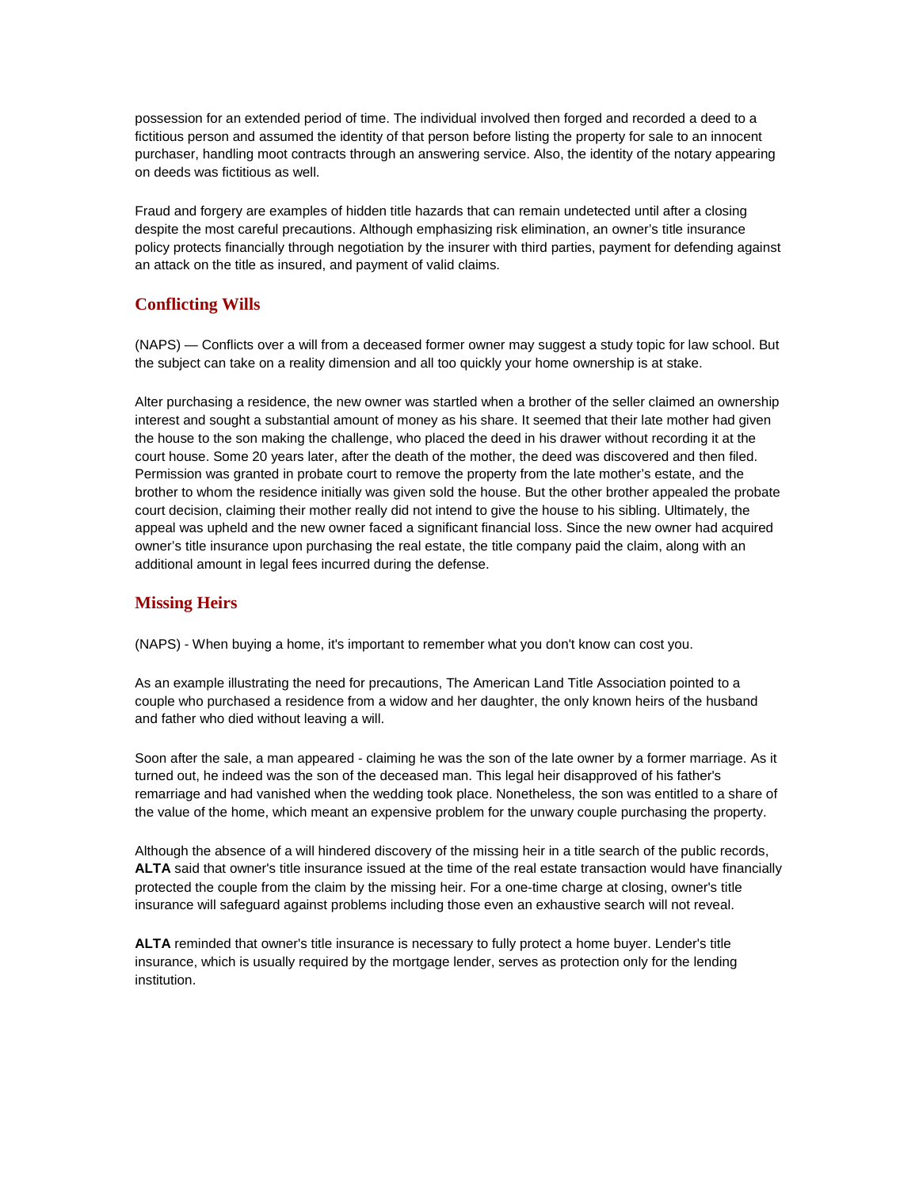possession for an extended period of time. The individual involved then forged and recorded a deed to a fictitious person and assumed the identity of that person before listing the property for sale to an innocent purchaser, handling moot contracts through an answering service. Also, the identity of the notary appearing on deeds was fictitious as well.

Fraud and forgery are examples of hidden title hazards that can remain undetected until after a closing despite the most careful precautions. Although emphasizing risk elimination, an owner's title insurance policy protects financially through negotiation by the insurer with third parties, payment for defending against an attack on the title as insured, and payment of valid claims.

## Conflicting Wills

(NAPS) — Conflicts over a will from a deceased former owner may suggest a study topic for law school. But the subject can take on a reality dimension and all too quickly your home ownership is at stake.

Alter purchasing a residence, the new owner was startled when a brother of the seller claimed an ownership interest and sought a substantial amount of money as his share. It seemed that their late mother had given the house to the son making the challenge, who placed the deed in his drawer without recording it at the court house. Some 20 years later, after the death of the mother, the deed was discovered and then filed. Permission was granted in probate court to remove the property from the late mother's estate, and the brother to whom the residence initially was given sold the house. But the other brother appealed the probate court decision, claiming their mother really did not intend to give the house to his sibling. Ultimately, the appeal was upheld and the new owner faced a significant financial loss. Since the new owner had acquired owner's title insurance upon purchasing the real estate, the title company paid the claim, along with an additional amount in legal fees incurred during the defense.

## Missing Heirs

(NAPS) - When buying a home, it's important to remember what you don't know can cost you.

As an example illustrating the need for precautions, The American Land Title Association pointed to a couple who purchased a residence from a widow and her daughter, the only known heirs of the husband and father who died without leaving a will.

Soon after the sale, a man appeared - claiming he was the son of the late owner by a former marriage. As it turned out, he indeed was the son of the deceased man. This legal heir disapproved of his father's remarriage and had vanished when the wedding took place. Nonetheless, the son was entitled to a share of the value of the home, which meant an expensive problem for the unwary couple purchasing the property.

Although the absence of a will hindered discovery of the missing heir in a title search of the public records, **ALTA** said that owner's title insurance issued at the time of the real estate transaction would have financially protected the couple from the claim by the missing heir. For a one-time charge at closing, owner's title insurance will safeguard against problems including those even an exhaustive search will not reveal.

**ALTA** reminded that owner's title insurance is necessary to fully protect a home buyer. Lender's title insurance, which is usually required by the mortgage lender, serves as protection only for the lending institution.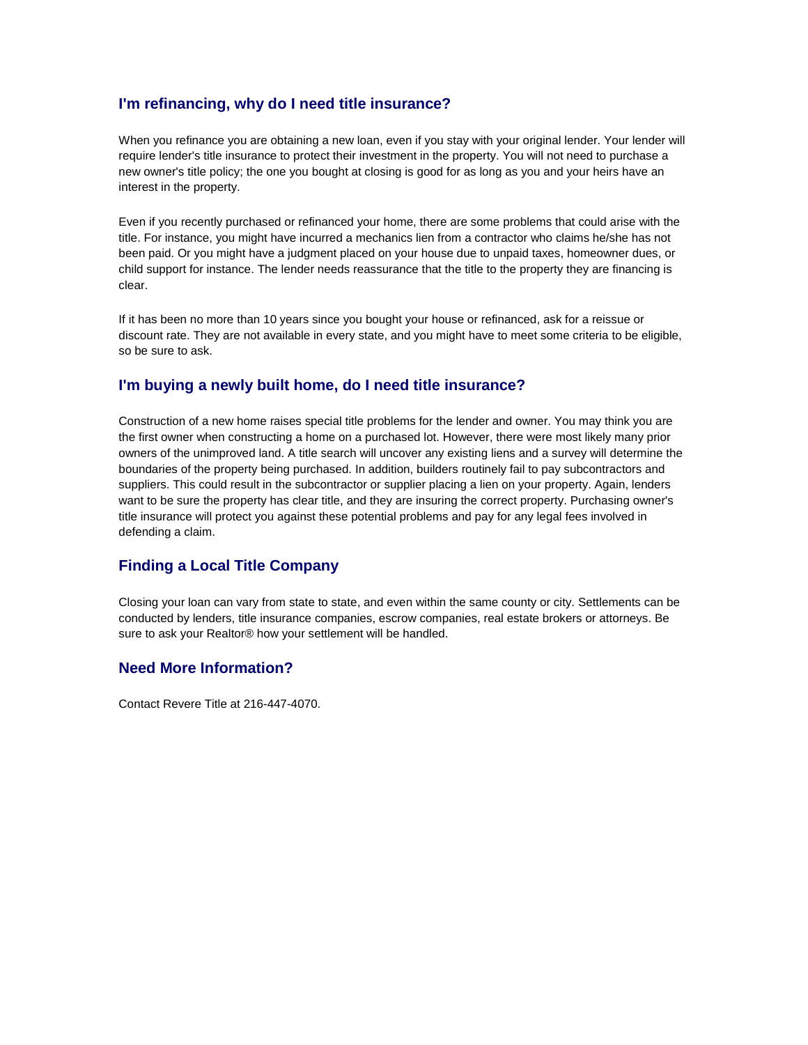## I'm refinancing, why do I need title insurance?

When you refinance you are obtaining a new loan, even if you stay with your original lender. Your lender will require lender's title insurance to protect their investment in the property. You will not need to purchase a new owner's title policy; the one you bought at closing is good for as long as you and your heirs have an interest in the property.

Even if you recently purchased or refinanced your home, there are some problems that could arise with the title. For instance, you might have incurred a mechanics lien from a contractor who claims he/she has not been paid. Or you might have a judgment placed on your house due to unpaid taxes, homeowner dues, or child support for instance. The lender needs reassurance that the title to the property they are financing is clear.

If it has been no more than 10 years since you bought your house or refinanced, ask for a reissue or discount rate. They are not available in every state, and you might have to meet some criteria to be eligible, so be sure to ask.

## I'm buying a newly built home, do I need title insurance?

Construction of a new home raises special title problems for the lender and owner. You may think you are the first owner when constructing a home on a purchased lot. However, there were most likely many prior owners of the unimproved land. A title search will uncover any existing liens and a survey will determine the boundaries of the property being purchased. In addition, builders routinely fail to pay subcontractors and suppliers. This could result in the subcontractor or supplier placing a lien on your property. Again, lenders want to be sure the property has clear title, and they are insuring the correct property. Purchasing owner's title insurance will protect you against these potential problems and pay for any legal fees involved in defending a claim.

## Finding a Local Title Company

Closing your loan can vary from state to state, and even within the same county or city. Settlements can be conducted by lenders, title insurance companies, escrow companies, real estate brokers or attorneys. Be sure to ask your Realtor® how your settlement will be handled.

## Need More Information?

Contact Revere Title at 216-447-4070.